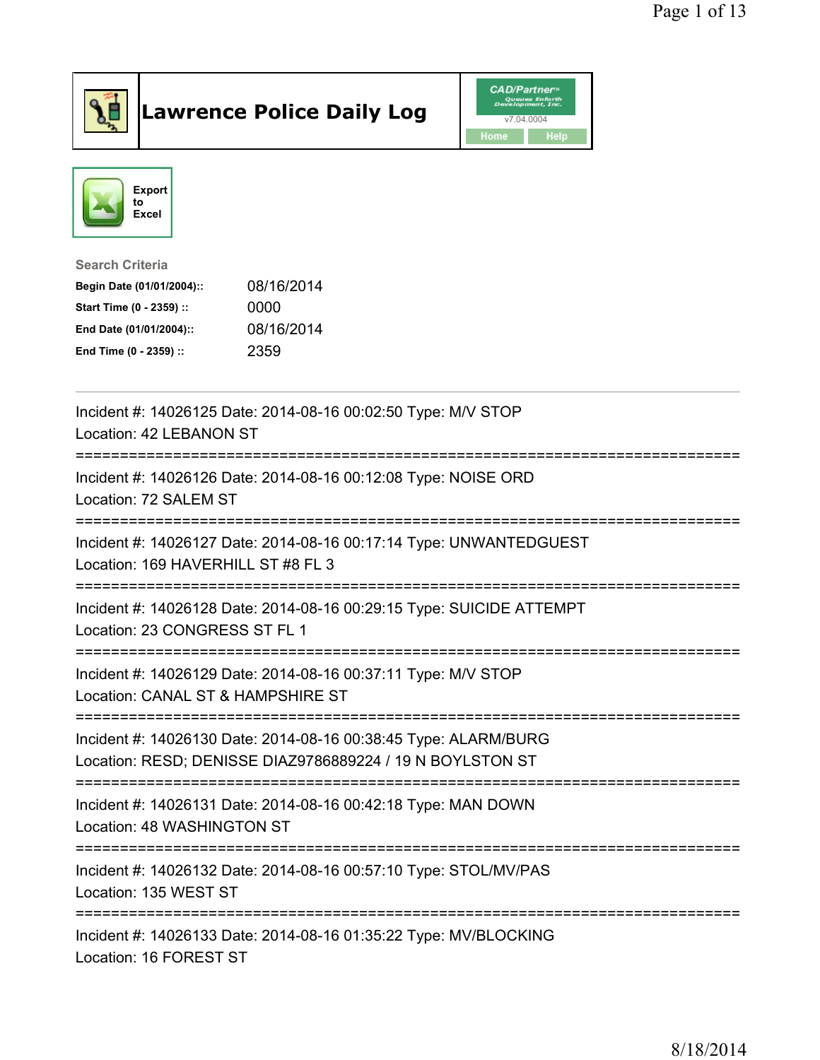# Lawrence Police Daily Log

CAD/Partner v7.04.0004

Home | Help

Export to Excel

**Search Criteria**

| | |
|---|---|
| **Begin Date (01/01/2004)::** | 08/16/2014 |
| **Start Time (0 - 2359) ::** | 0000 |
| **End Date (01/01/2004)::** | 08/16/2014 |
| **End Time (0 - 2359) ::** | 2359 |

---

Incident #: 14026125 Date: 2014-08-16 00:02:50 Type: M/V STOP
Location: 42 LEBANON ST

===========================================================================

Incident #: 14026126 Date: 2014-08-16 00:12:08 Type: NOISE ORD
Location: 72 SALEM ST

===========================================================================

Incident #: 14026127 Date: 2014-08-16 00:17:14 Type: UNWANTEDGUEST
Location: 169 HAVERHILL ST #8 FL 3

===========================================================================

Incident #: 14026128 Date: 2014-08-16 00:29:15 Type: SUICIDE ATTEMPT
Location: 23 CONGRESS ST FL 1

===========================================================================

Incident #: 14026129 Date: 2014-08-16 00:37:11 Type: M/V STOP
Location: CANAL ST & HAMPSHIRE ST

===========================================================================

Incident #: 14026130 Date: 2014-08-16 00:38:45 Type: ALARM/BURG
Location: RESD; DENISSE DIAZ9786889224 / 19 N BOYLSTON ST

===========================================================================

Incident #: 14026131 Date: 2014-08-16 00:42:18 Type: MAN DOWN
Location: 48 WASHINGTON ST

===========================================================================

Incident #: 14026132 Date: 2014-08-16 00:57:10 Type: STOL/MV/PAS
Location: 135 WEST ST

===========================================================================

Incident #: 14026133 Date: 2014-08-16 01:35:22 Type: MV/BLOCKING
Location: 16 FOREST ST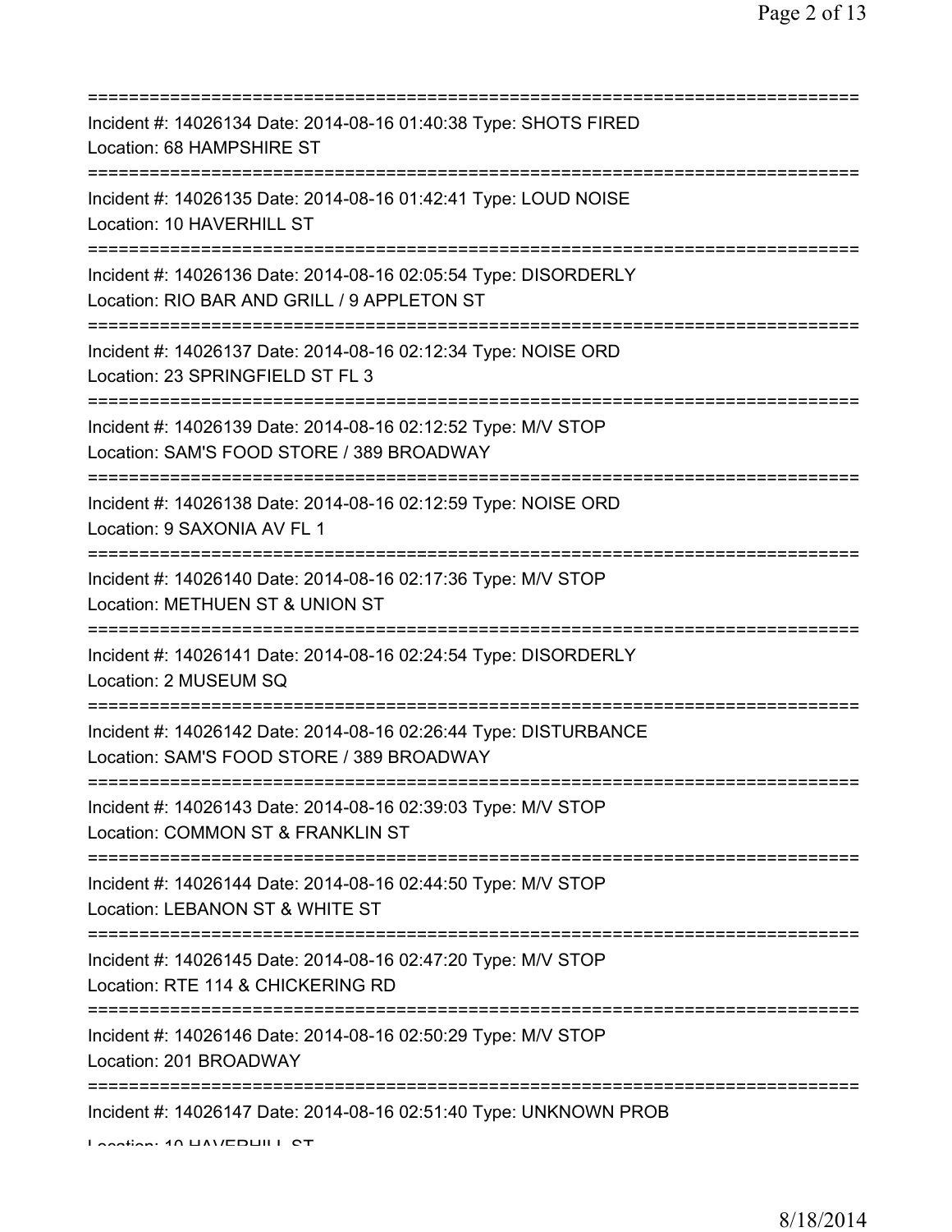===========================================================================
Incident #: 14026134 Date: 2014-08-16 01:40:38 Type: SHOTS FIRED
Location: 68 HAMPSHIRE ST
===========================================================================
Incident #: 14026135 Date: 2014-08-16 01:42:41 Type: LOUD NOISE
Location: 10 HAVERHILL ST
===========================================================================
Incident #: 14026136 Date: 2014-08-16 02:05:54 Type: DISORDERLY
Location: RIO BAR AND GRILL / 9 APPLETON ST
===========================================================================
Incident #: 14026137 Date: 2014-08-16 02:12:34 Type: NOISE ORD
Location: 23 SPRINGFIELD ST FL 3
===========================================================================
Incident #: 14026139 Date: 2014-08-16 02:12:52 Type: M/V STOP
Location: SAM'S FOOD STORE / 389 BROADWAY
===========================================================================
Incident #: 14026138 Date: 2014-08-16 02:12:59 Type: NOISE ORD
Location: 9 SAXONIA AV FL 1
===========================================================================
Incident #: 14026140 Date: 2014-08-16 02:17:36 Type: M/V STOP
Location: METHUEN ST & UNION ST
===========================================================================
Incident #: 14026141 Date: 2014-08-16 02:24:54 Type: DISORDERLY
Location: 2 MUSEUM SQ
===========================================================================
Incident #: 14026142 Date: 2014-08-16 02:26:44 Type: DISTURBANCE
Location: SAM'S FOOD STORE / 389 BROADWAY
===========================================================================
Incident #: 14026143 Date: 2014-08-16 02:39:03 Type: M/V STOP
Location: COMMON ST & FRANKLIN ST
===========================================================================
Incident #: 14026144 Date: 2014-08-16 02:44:50 Type: M/V STOP
Location: LEBANON ST & WHITE ST
===========================================================================
Incident #: 14026145 Date: 2014-08-16 02:47:20 Type: M/V STOP
Location: RTE 114 & CHICKERING RD
===========================================================================
Incident #: 14026146 Date: 2014-08-16 02:50:29 Type: M/V STOP
Location: 201 BROADWAY
===========================================================================
Incident #: 14026147 Date: 2014-08-16 02:51:40 Type: UNKNOWN PROB
Location: 10 HAVERHILL ST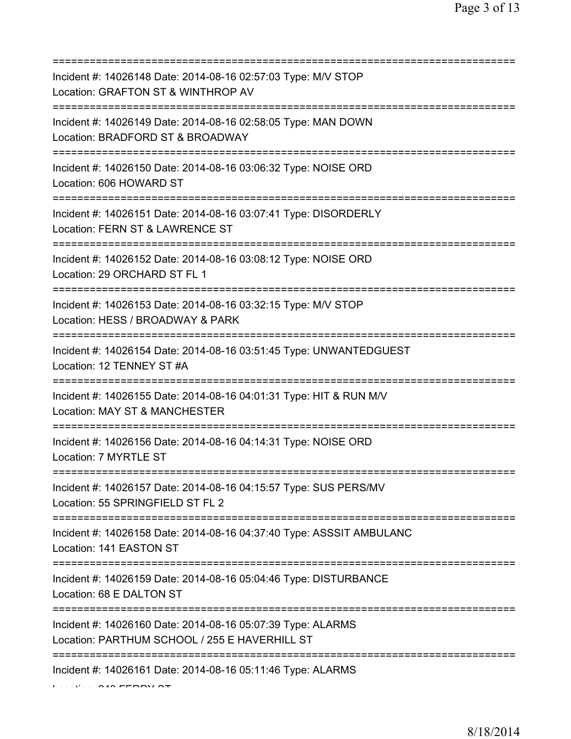===========================================================================
Incident #: 14026148 Date: 2014-08-16 02:57:03 Type: M/V STOP
Location: GRAFTON ST & WINTHROP AV
===========================================================================
Incident #: 14026149 Date: 2014-08-16 02:58:05 Type: MAN DOWN
Location: BRADFORD ST & BROADWAY
===========================================================================
Incident #: 14026150 Date: 2014-08-16 03:06:32 Type: NOISE ORD
Location: 606 HOWARD ST
===========================================================================
Incident #: 14026151 Date: 2014-08-16 03:07:41 Type: DISORDERLY
Location: FERN ST & LAWRENCE ST
===========================================================================
Incident #: 14026152 Date: 2014-08-16 03:08:12 Type: NOISE ORD
Location: 29 ORCHARD ST FL 1
===========================================================================
Incident #: 14026153 Date: 2014-08-16 03:32:15 Type: M/V STOP
Location: HESS / BROADWAY & PARK
===========================================================================
Incident #: 14026154 Date: 2014-08-16 03:51:45 Type: UNWANTEDGUEST
Location: 12 TENNEY ST #A
===========================================================================
Incident #: 14026155 Date: 2014-08-16 04:01:31 Type: HIT & RUN M/V
Location: MAY ST & MANCHESTER
===========================================================================
Incident #: 14026156 Date: 2014-08-16 04:14:31 Type: NOISE ORD
Location: 7 MYRTLE ST
===========================================================================
Incident #: 14026157 Date: 2014-08-16 04:15:57 Type: SUS PERS/MV
Location: 55 SPRINGFIELD ST FL 2
===========================================================================
Incident #: 14026158 Date: 2014-08-16 04:37:40 Type: ASSSIT AMBULANC
Location: 141 EASTON ST
===========================================================================
Incident #: 14026159 Date: 2014-08-16 05:04:46 Type: DISTURBANCE
Location: 68 E DALTON ST
===========================================================================
Incident #: 14026160 Date: 2014-08-16 05:07:39 Type: ALARMS
Location: PARTHUM SCHOOL / 255 E HAVERHILL ST
===========================================================================
Incident #: 14026161 Date: 2014-08-16 05:11:46 Type: ALARMS
Location: 240 FERRY ST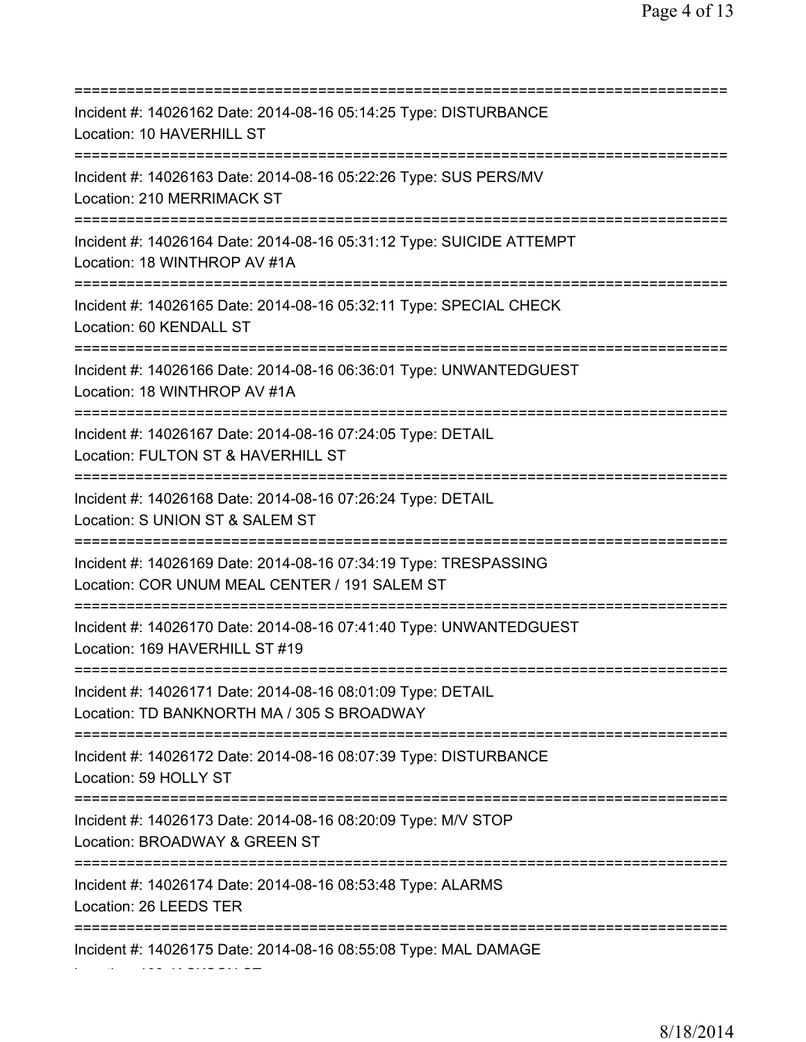===========================================================================
Incident #: 14026162 Date: 2014-08-16 05:14:25 Type: DISTURBANCE
Location: 10 HAVERHILL ST
===========================================================================
Incident #: 14026163 Date: 2014-08-16 05:22:26 Type: SUS PERS/MV
Location: 210 MERRIMACK ST
===========================================================================
Incident #: 14026164 Date: 2014-08-16 05:31:12 Type: SUICIDE ATTEMPT
Location: 18 WINTHROP AV #1A
===========================================================================
Incident #: 14026165 Date: 2014-08-16 05:32:11 Type: SPECIAL CHECK
Location: 60 KENDALL ST
===========================================================================
Incident #: 14026166 Date: 2014-08-16 06:36:01 Type: UNWANTEDGUEST
Location: 18 WINTHROP AV #1A
===========================================================================
Incident #: 14026167 Date: 2014-08-16 07:24:05 Type: DETAIL
Location: FULTON ST & HAVERHILL ST
===========================================================================
Incident #: 14026168 Date: 2014-08-16 07:26:24 Type: DETAIL
Location: S UNION ST & SALEM ST
===========================================================================
Incident #: 14026169 Date: 2014-08-16 07:34:19 Type: TRESPASSING
Location: COR UNUM MEAL CENTER / 191 SALEM ST
===========================================================================
Incident #: 14026170 Date: 2014-08-16 07:41:40 Type: UNWANTEDGUEST
Location: 169 HAVERHILL ST #19
===========================================================================
Incident #: 14026171 Date: 2014-08-16 08:01:09 Type: DETAIL
Location: TD BANKNORTH MA / 305 S BROADWAY
===========================================================================
Incident #: 14026172 Date: 2014-08-16 08:07:39 Type: DISTURBANCE
Location: 59 HOLLY ST
===========================================================================
Incident #: 14026173 Date: 2014-08-16 08:20:09 Type: M/V STOP
Location: BROADWAY & GREEN ST
===========================================================================
Incident #: 14026174 Date: 2014-08-16 08:53:48 Type: ALARMS
Location: 26 LEEDS TER
===========================================================================
Incident #: 14026175 Date: 2014-08-16 08:55:08 Type: MAL DAMAGE
Location: 160 JACKSON ST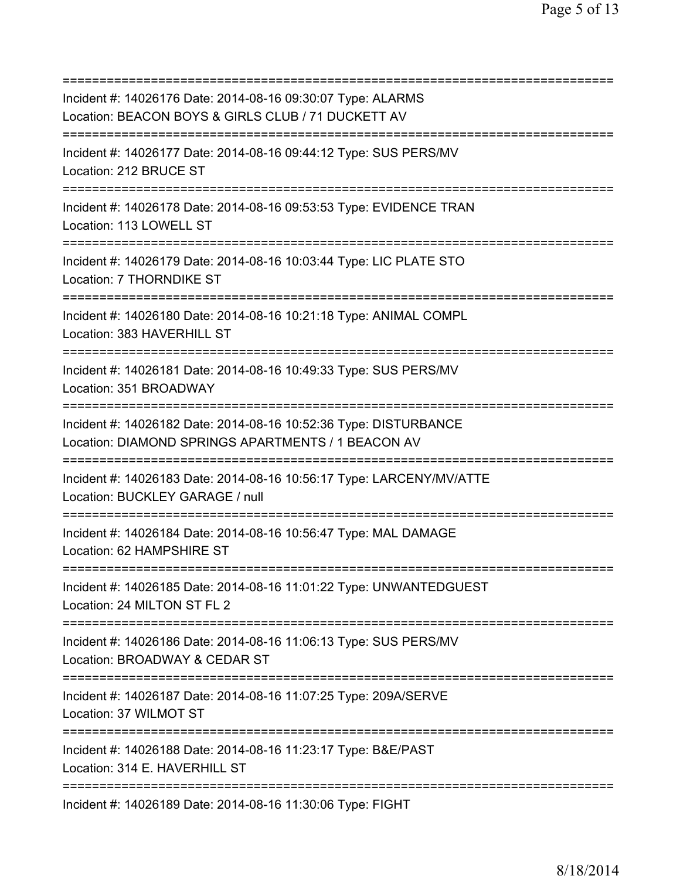==========================================================================
Incident #: 14026176 Date: 2014-08-16 09:30:07 Type: ALARMS
Location: BEACON BOYS & GIRLS CLUB / 71 DUCKETT AV
==========================================================================
Incident #: 14026177 Date: 2014-08-16 09:44:12 Type: SUS PERS/MV
Location: 212 BRUCE ST
==========================================================================
Incident #: 14026178 Date: 2014-08-16 09:53:53 Type: EVIDENCE TRAN
Location: 113 LOWELL ST
==========================================================================
Incident #: 14026179 Date: 2014-08-16 10:03:44 Type: LIC PLATE STO
Location: 7 THORNDIKE ST
==========================================================================
Incident #: 14026180 Date: 2014-08-16 10:21:18 Type: ANIMAL COMPL
Location: 383 HAVERHILL ST
==========================================================================
Incident #: 14026181 Date: 2014-08-16 10:49:33 Type: SUS PERS/MV
Location: 351 BROADWAY
==========================================================================
Incident #: 14026182 Date: 2014-08-16 10:52:36 Type: DISTURBANCE
Location: DIAMOND SPRINGS APARTMENTS / 1 BEACON AV
==========================================================================
Incident #: 14026183 Date: 2014-08-16 10:56:17 Type: LARCENY/MV/ATTE
Location: BUCKLEY GARAGE / null
==========================================================================
Incident #: 14026184 Date: 2014-08-16 10:56:47 Type: MAL DAMAGE
Location: 62 HAMPSHIRE ST
==========================================================================
Incident #: 14026185 Date: 2014-08-16 11:01:22 Type: UNWANTEDGUEST
Location: 24 MILTON ST FL 2
==========================================================================
Incident #: 14026186 Date: 2014-08-16 11:06:13 Type: SUS PERS/MV
Location: BROADWAY & CEDAR ST
==========================================================================
Incident #: 14026187 Date: 2014-08-16 11:07:25 Type: 209A/SERVE
Location: 37 WILMOT ST
==========================================================================
Incident #: 14026188 Date: 2014-08-16 11:23:17 Type: B&E/PAST
Location: 314 E. HAVERHILL ST
==========================================================================
Incident #: 14026189 Date: 2014-08-16 11:30:06 Type: FIGHT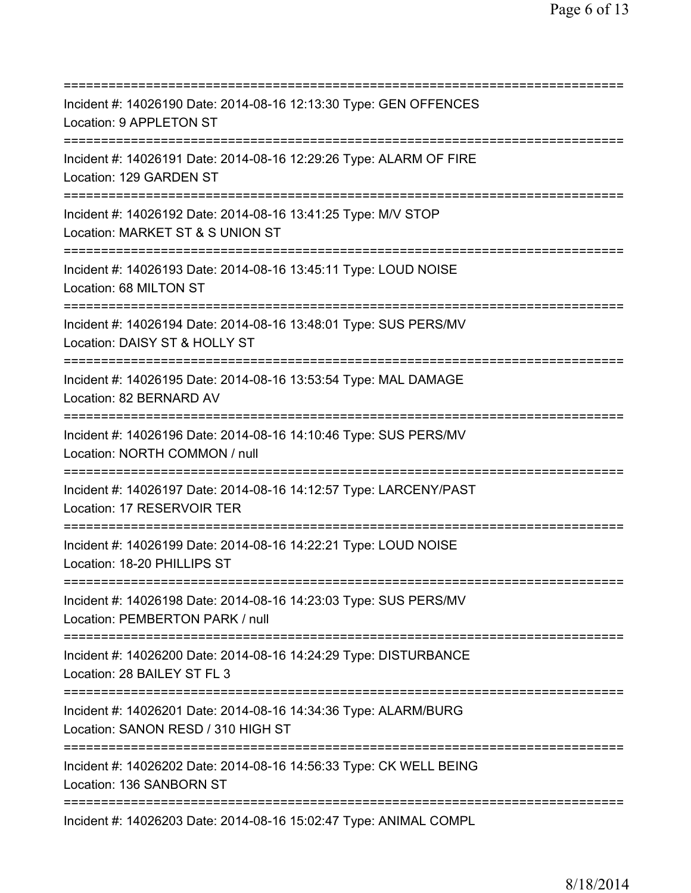===========================================================================
Incident #: 14026190 Date: 2014-08-16 12:13:30 Type: GEN OFFENCES
Location: 9 APPLETON ST
===========================================================================
Incident #: 14026191 Date: 2014-08-16 12:29:26 Type: ALARM OF FIRE
Location: 129 GARDEN ST
===========================================================================
Incident #: 14026192 Date: 2014-08-16 13:41:25 Type: M/V STOP
Location: MARKET ST & S UNION ST
===========================================================================
Incident #: 14026193 Date: 2014-08-16 13:45:11 Type: LOUD NOISE
Location: 68 MILTON ST
===========================================================================
Incident #: 14026194 Date: 2014-08-16 13:48:01 Type: SUS PERS/MV
Location: DAISY ST & HOLLY ST
===========================================================================
Incident #: 14026195 Date: 2014-08-16 13:53:54 Type: MAL DAMAGE
Location: 82 BERNARD AV
===========================================================================
Incident #: 14026196 Date: 2014-08-16 14:10:46 Type: SUS PERS/MV
Location: NORTH COMMON / null
===========================================================================
Incident #: 14026197 Date: 2014-08-16 14:12:57 Type: LARCENY/PAST
Location: 17 RESERVOIR TER
===========================================================================
Incident #: 14026199 Date: 2014-08-16 14:22:21 Type: LOUD NOISE
Location: 18-20 PHILLIPS ST
===========================================================================
Incident #: 14026198 Date: 2014-08-16 14:23:03 Type: SUS PERS/MV
Location: PEMBERTON PARK / null
===========================================================================
Incident #: 14026200 Date: 2014-08-16 14:24:29 Type: DISTURBANCE
Location: 28 BAILEY ST FL 3
===========================================================================
Incident #: 14026201 Date: 2014-08-16 14:34:36 Type: ALARM/BURG
Location: SANON RESD / 310 HIGH ST
===========================================================================
Incident #: 14026202 Date: 2014-08-16 14:56:33 Type: CK WELL BEING
Location: 136 SANBORN ST
===========================================================================
Incident #: 14026203 Date: 2014-08-16 15:02:47 Type: ANIMAL COMPL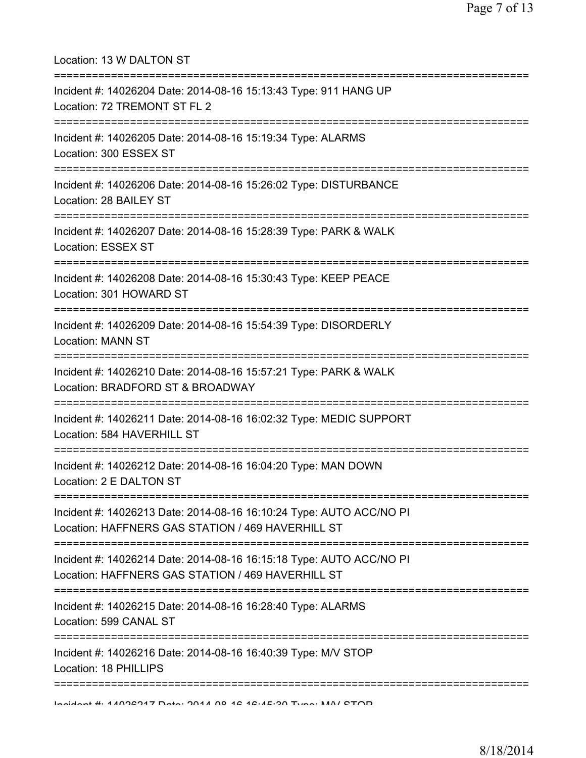Location: 13 W DALTON ST

===========================================================================

Incident #: 14026204 Date: 2014-08-16 15:13:43 Type: 911 HANG UP
Location: 72 TREMONT ST FL 2

===========================================================================

Incident #: 14026205 Date: 2014-08-16 15:19:34 Type: ALARMS
Location: 300 ESSEX ST

===========================================================================

Incident #: 14026206 Date: 2014-08-16 15:26:02 Type: DISTURBANCE
Location: 28 BAILEY ST

===========================================================================

Incident #: 14026207 Date: 2014-08-16 15:28:39 Type: PARK & WALK
Location: ESSEX ST

===========================================================================

Incident #: 14026208 Date: 2014-08-16 15:30:43 Type: KEEP PEACE
Location: 301 HOWARD ST

===========================================================================

Incident #: 14026209 Date: 2014-08-16 15:54:39 Type: DISORDERLY
Location: MANN ST

===========================================================================

Incident #: 14026210 Date: 2014-08-16 15:57:21 Type: PARK & WALK
Location: BRADFORD ST & BROADWAY

===========================================================================

Incident #: 14026211 Date: 2014-08-16 16:02:32 Type: MEDIC SUPPORT
Location: 584 HAVERHILL ST

===========================================================================

Incident #: 14026212 Date: 2014-08-16 16:04:20 Type: MAN DOWN
Location: 2 E DALTON ST

===========================================================================

Incident #: 14026213 Date: 2014-08-16 16:10:24 Type: AUTO ACC/NO PI
Location: HAFFNERS GAS STATION / 469 HAVERHILL ST

===========================================================================

Incident #: 14026214 Date: 2014-08-16 16:15:18 Type: AUTO ACC/NO PI
Location: HAFFNERS GAS STATION / 469 HAVERHILL ST

===========================================================================

Incident #: 14026215 Date: 2014-08-16 16:28:40 Type: ALARMS
Location: 599 CANAL ST

===========================================================================

Incident #: 14026216 Date: 2014-08-16 16:40:39 Type: M/V STOP
Location: 18 PHILLIPS

===========================================================================

Incident #: 14026217 Date: 2014-08-16 16:45:30 Type: M/V STOP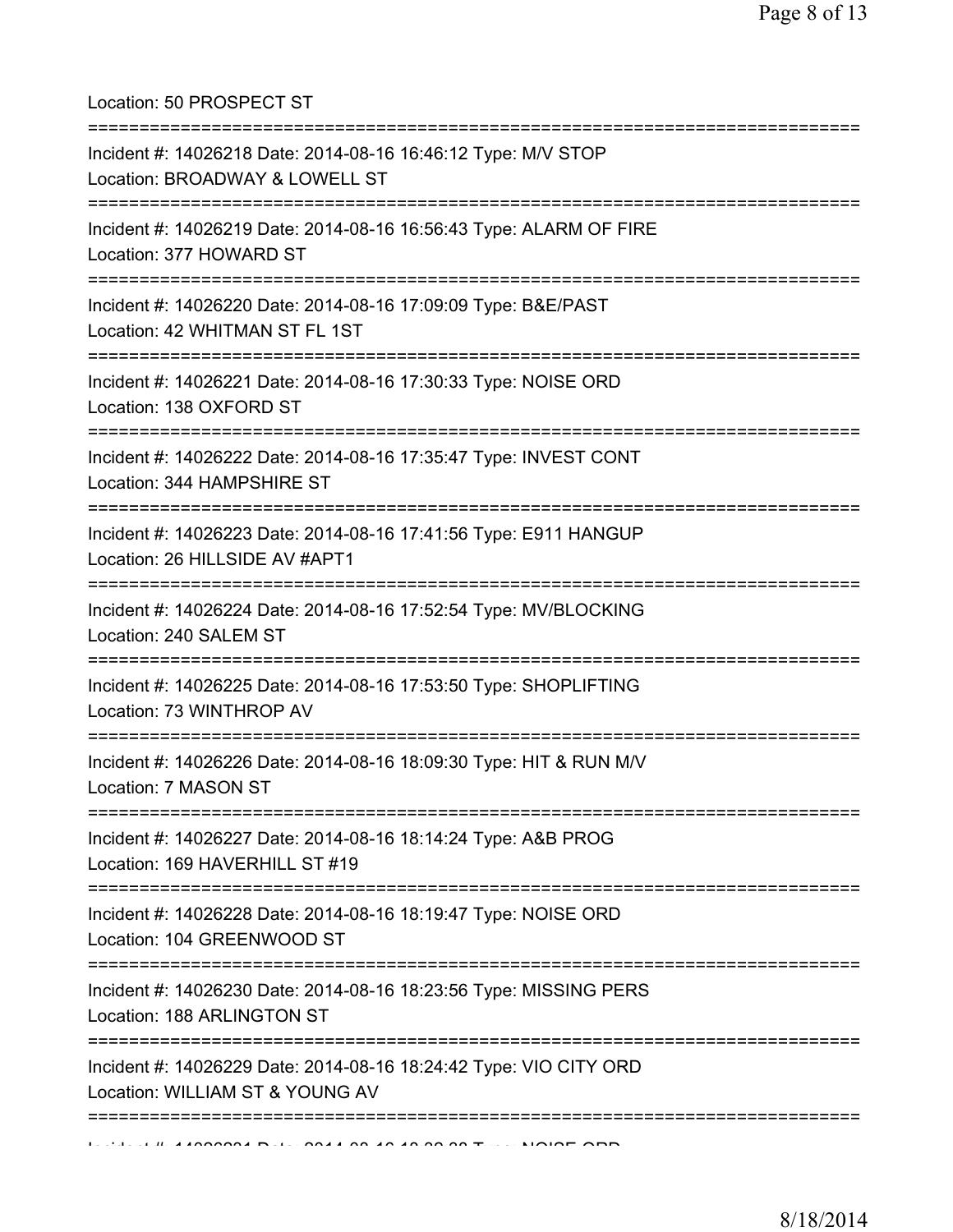Location: 50 PROSPECT ST

===========================================================================

Incident #: 14026218 Date: 2014-08-16 16:46:12 Type: M/V STOP

Location: BROADWAY & LOWELL ST

===========================================================================

Incident #: 14026219 Date: 2014-08-16 16:56:43 Type: ALARM OF FIRE

Location: 377 HOWARD ST

===========================================================================

Incident #: 14026220 Date: 2014-08-16 17:09:09 Type: B&E/PAST

Location: 42 WHITMAN ST FL 1ST

===========================================================================

Incident #: 14026221 Date: 2014-08-16 17:30:33 Type: NOISE ORD

Location: 138 OXFORD ST

===========================================================================

Incident #: 14026222 Date: 2014-08-16 17:35:47 Type: INVEST CONT

Location: 344 HAMPSHIRE ST

===========================================================================

Incident #: 14026223 Date: 2014-08-16 17:41:56 Type: E911 HANGUP

Location: 26 HILLSIDE AV #APT1

===========================================================================

Incident #: 14026224 Date: 2014-08-16 17:52:54 Type: MV/BLOCKING

Location: 240 SALEM ST

===========================================================================

Incident #: 14026225 Date: 2014-08-16 17:53:50 Type: SHOPLIFTING

Location: 73 WINTHROP AV

===========================================================================

Incident #: 14026226 Date: 2014-08-16 18:09:30 Type: HIT & RUN M/V

Location: 7 MASON ST

===========================================================================

Incident #: 14026227 Date: 2014-08-16 18:14:24 Type: A&B PROG

Location: 169 HAVERHILL ST #19

===========================================================================

Incident #: 14026228 Date: 2014-08-16 18:19:47 Type: NOISE ORD

Location: 104 GREENWOOD ST

===========================================================================

Incident #: 14026230 Date: 2014-08-16 18:23:56 Type: MISSING PERS

Location: 188 ARLINGTON ST

===========================================================================

Incident #: 14026229 Date: 2014-08-16 18:24:42 Type: VIO CITY ORD

Location: WILLIAM ST & YOUNG AV

===========================================================================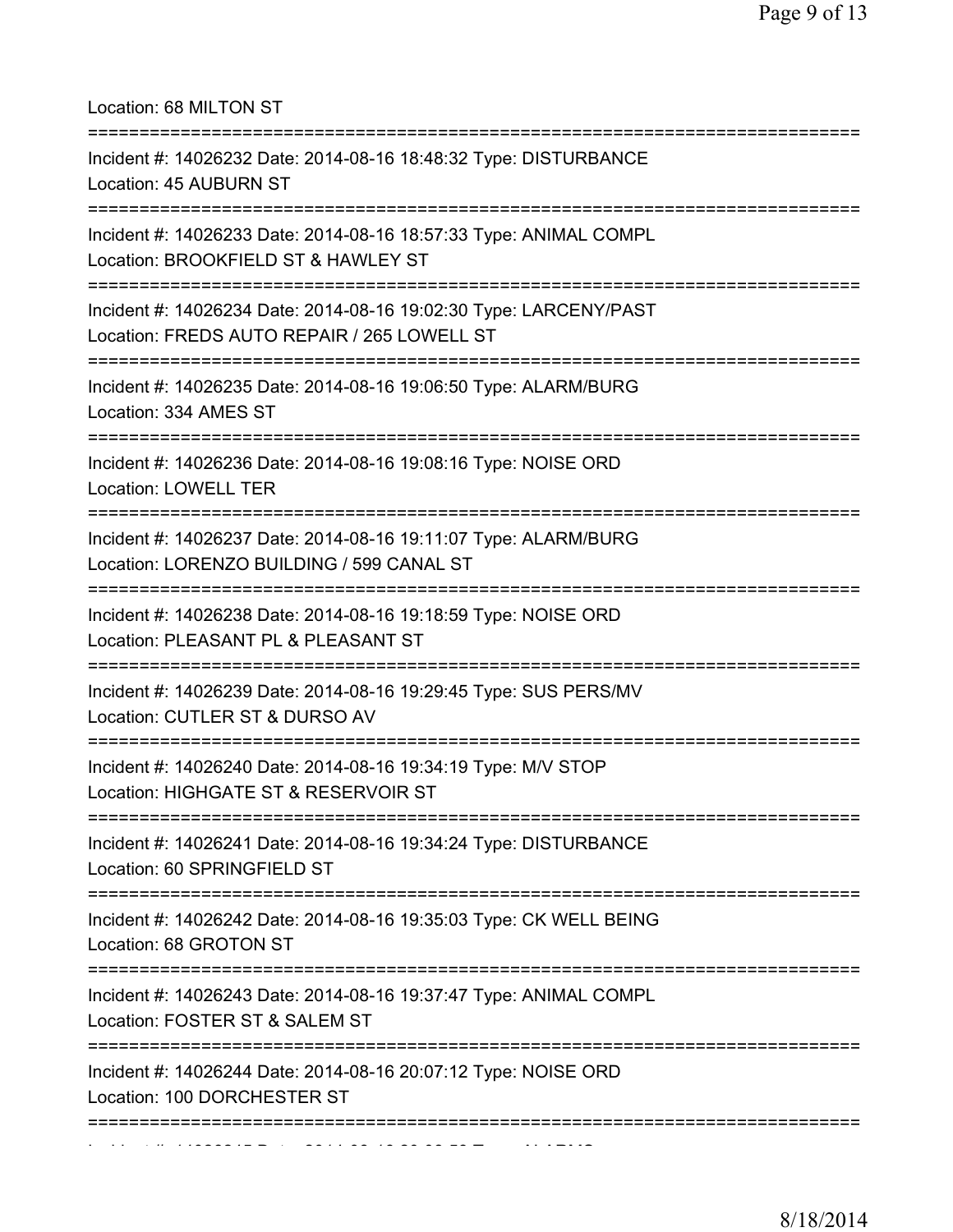Location: 68 MILTON ST

===========================================================================

Incident #: 14026232 Date: 2014-08-16 18:48:32 Type: DISTURBANCE
Location: 45 AUBURN ST

===========================================================================

Incident #: 14026233 Date: 2014-08-16 18:57:33 Type: ANIMAL COMPL
Location: BROOKFIELD ST & HAWLEY ST

===========================================================================

Incident #: 14026234 Date: 2014-08-16 19:02:30 Type: LARCENY/PAST
Location: FREDS AUTO REPAIR / 265 LOWELL ST

===========================================================================

Incident #: 14026235 Date: 2014-08-16 19:06:50 Type: ALARM/BURG
Location: 334 AMES ST

===========================================================================

Incident #: 14026236 Date: 2014-08-16 19:08:16 Type: NOISE ORD
Location: LOWELL TER

===========================================================================

Incident #: 14026237 Date: 2014-08-16 19:11:07 Type: ALARM/BURG
Location: LORENZO BUILDING / 599 CANAL ST

===========================================================================

Incident #: 14026238 Date: 2014-08-16 19:18:59 Type: NOISE ORD
Location: PLEASANT PL & PLEASANT ST

===========================================================================

Incident #: 14026239 Date: 2014-08-16 19:29:45 Type: SUS PERS/MV
Location: CUTLER ST & DURSO AV

===========================================================================

Incident #: 14026240 Date: 2014-08-16 19:34:19 Type: M/V STOP
Location: HIGHGATE ST & RESERVOIR ST

===========================================================================

Incident #: 14026241 Date: 2014-08-16 19:34:24 Type: DISTURBANCE
Location: 60 SPRINGFIELD ST

===========================================================================

Incident #: 14026242 Date: 2014-08-16 19:35:03 Type: CK WELL BEING
Location: 68 GROTON ST

===========================================================================

Incident #: 14026243 Date: 2014-08-16 19:37:47 Type: ANIMAL COMPL
Location: FOSTER ST & SALEM ST

===========================================================================

Incident #: 14026244 Date: 2014-08-16 20:07:12 Type: NOISE ORD
Location: 100 DORCHESTER ST

===========================================================================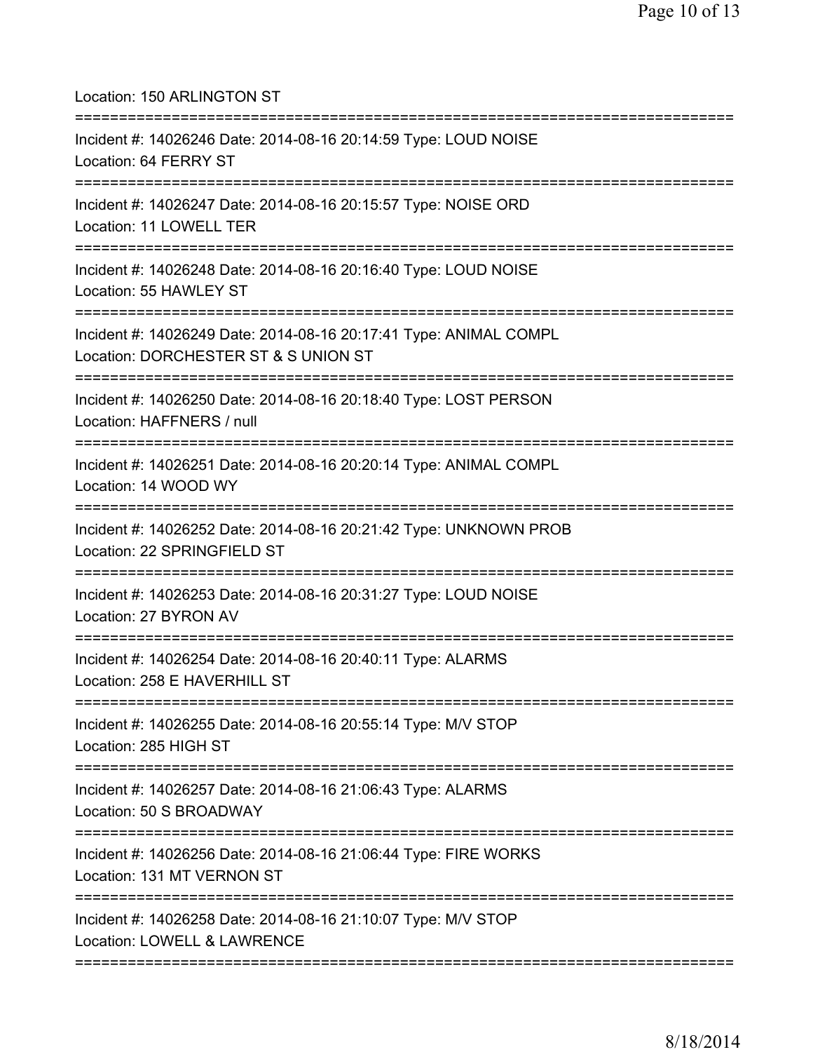Location: 150 ARLINGTON ST

===========================================================================

Incident #: 14026246 Date: 2014-08-16 20:14:59 Type: LOUD NOISE
Location: 64 FERRY ST

===========================================================================

Incident #: 14026247 Date: 2014-08-16 20:15:57 Type: NOISE ORD
Location: 11 LOWELL TER

===========================================================================

Incident #: 14026248 Date: 2014-08-16 20:16:40 Type: LOUD NOISE
Location: 55 HAWLEY ST

===========================================================================

Incident #: 14026249 Date: 2014-08-16 20:17:41 Type: ANIMAL COMPL
Location: DORCHESTER ST & S UNION ST

===========================================================================

Incident #: 14026250 Date: 2014-08-16 20:18:40 Type: LOST PERSON
Location: HAFFNERS / null

===========================================================================

Incident #: 14026251 Date: 2014-08-16 20:20:14 Type: ANIMAL COMPL
Location: 14 WOOD WY

===========================================================================

Incident #: 14026252 Date: 2014-08-16 20:21:42 Type: UNKNOWN PROB
Location: 22 SPRINGFIELD ST

===========================================================================

Incident #: 14026253 Date: 2014-08-16 20:31:27 Type: LOUD NOISE
Location: 27 BYRON AV

===========================================================================

Incident #: 14026254 Date: 2014-08-16 20:40:11 Type: ALARMS
Location: 258 E HAVERHILL ST

===========================================================================

Incident #: 14026255 Date: 2014-08-16 20:55:14 Type: M/V STOP
Location: 285 HIGH ST

===========================================================================

Incident #: 14026257 Date: 2014-08-16 21:06:43 Type: ALARMS
Location: 50 S BROADWAY

===========================================================================

Incident #: 14026256 Date: 2014-08-16 21:06:44 Type: FIRE WORKS
Location: 131 MT VERNON ST

===========================================================================

Incident #: 14026258 Date: 2014-08-16 21:10:07 Type: M/V STOP
Location: LOWELL & LAWRENCE

===========================================================================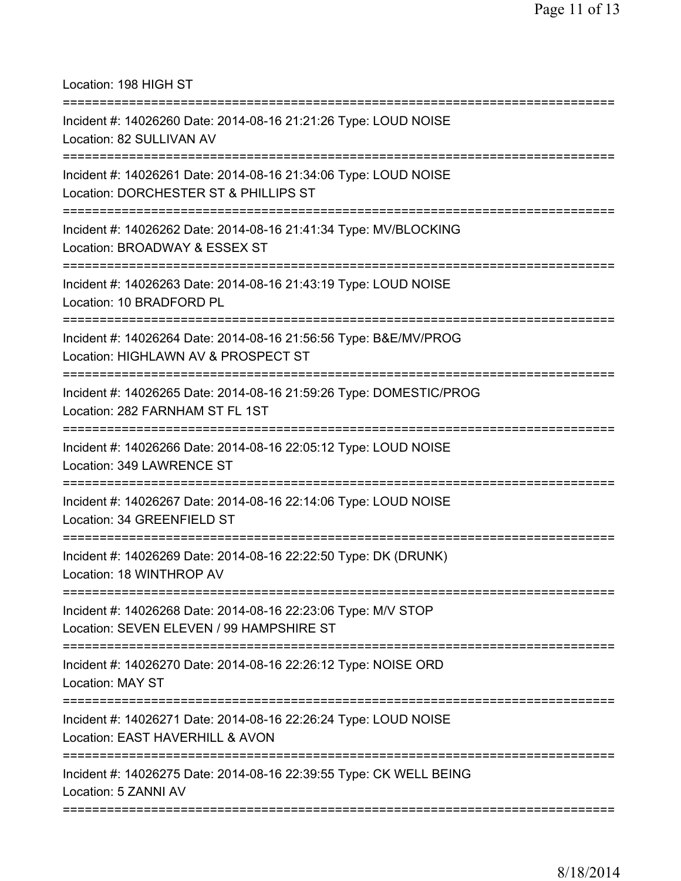Location: 198 HIGH ST

===========================================================================

Incident #: 14026260 Date: 2014-08-16 21:21:26 Type: LOUD NOISE
Location: 82 SULLIVAN AV

===========================================================================

Incident #: 14026261 Date: 2014-08-16 21:34:06 Type: LOUD NOISE
Location: DORCHESTER ST & PHILLIPS ST

===========================================================================

Incident #: 14026262 Date: 2014-08-16 21:41:34 Type: MV/BLOCKING
Location: BROADWAY & ESSEX ST

===========================================================================

Incident #: 14026263 Date: 2014-08-16 21:43:19 Type: LOUD NOISE
Location: 10 BRADFORD PL

===========================================================================

Incident #: 14026264 Date: 2014-08-16 21:56:56 Type: B&E/MV/PROG
Location: HIGHLAWN AV & PROSPECT ST

===========================================================================

Incident #: 14026265 Date: 2014-08-16 21:59:26 Type: DOMESTIC/PROG
Location: 282 FARNHAM ST FL 1ST

===========================================================================

Incident #: 14026266 Date: 2014-08-16 22:05:12 Type: LOUD NOISE
Location: 349 LAWRENCE ST

===========================================================================

Incident #: 14026267 Date: 2014-08-16 22:14:06 Type: LOUD NOISE
Location: 34 GREENFIELD ST

===========================================================================

Incident #: 14026269 Date: 2014-08-16 22:22:50 Type: DK (DRUNK)
Location: 18 WINTHROP AV

===========================================================================

Incident #: 14026268 Date: 2014-08-16 22:23:06 Type: M/V STOP
Location: SEVEN ELEVEN / 99 HAMPSHIRE ST

===========================================================================

Incident #: 14026270 Date: 2014-08-16 22:26:12 Type: NOISE ORD
Location: MAY ST

===========================================================================

Incident #: 14026271 Date: 2014-08-16 22:26:24 Type: LOUD NOISE
Location: EAST HAVERHILL & AVON

===========================================================================

Incident #: 14026275 Date: 2014-08-16 22:39:55 Type: CK WELL BEING
Location: 5 ZANNI AV

===========================================================================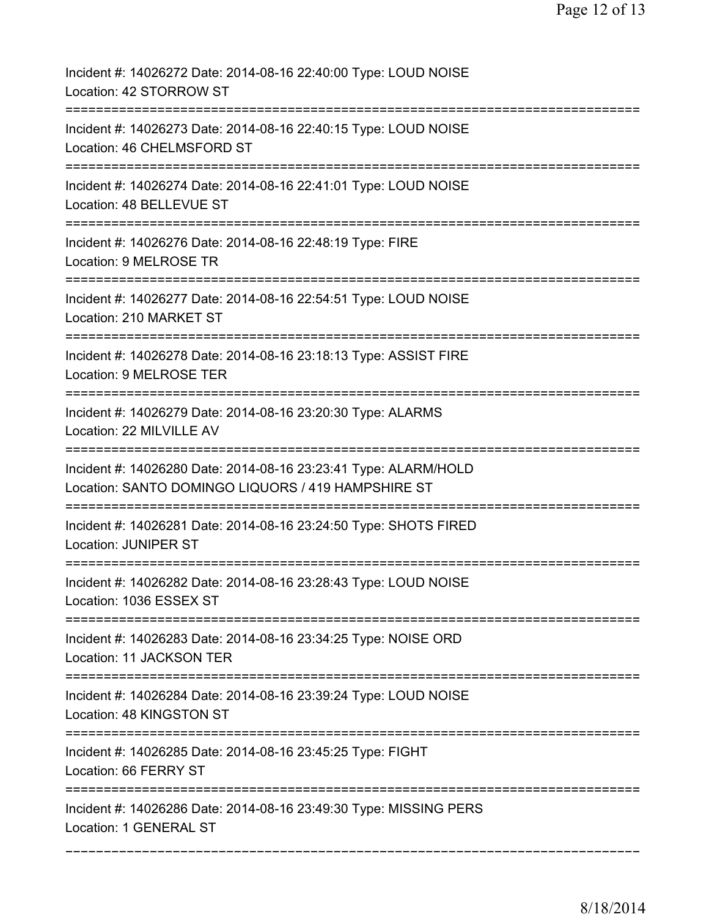Incident #: 14026272 Date: 2014-08-16 22:40:00 Type: LOUD NOISE
Location: 42 STORROW ST

===========================================================================

Incident #: 14026273 Date: 2014-08-16 22:40:15 Type: LOUD NOISE
Location: 46 CHELMSFORD ST

===========================================================================

Incident #: 14026274 Date: 2014-08-16 22:41:01 Type: LOUD NOISE
Location: 48 BELLEVUE ST

===========================================================================

Incident #: 14026276 Date: 2014-08-16 22:48:19 Type: FIRE
Location: 9 MELROSE TR

===========================================================================

Incident #: 14026277 Date: 2014-08-16 22:54:51 Type: LOUD NOISE
Location: 210 MARKET ST

===========================================================================

Incident #: 14026278 Date: 2014-08-16 23:18:13 Type: ASSIST FIRE
Location: 9 MELROSE TER

===========================================================================

Incident #: 14026279 Date: 2014-08-16 23:20:30 Type: ALARMS
Location: 22 MILVILLE AV

===========================================================================

Incident #: 14026280 Date: 2014-08-16 23:23:41 Type: ALARM/HOLD
Location: SANTO DOMINGO LIQUORS / 419 HAMPSHIRE ST

===========================================================================

Incident #: 14026281 Date: 2014-08-16 23:24:50 Type: SHOTS FIRED
Location: JUNIPER ST

===========================================================================

Incident #: 14026282 Date: 2014-08-16 23:28:43 Type: LOUD NOISE
Location: 1036 ESSEX ST

===========================================================================

Incident #: 14026283 Date: 2014-08-16 23:34:25 Type: NOISE ORD
Location: 11 JACKSON TER

===========================================================================

Incident #: 14026284 Date: 2014-08-16 23:39:24 Type: LOUD NOISE
Location: 48 KINGSTON ST

===========================================================================

Incident #: 14026285 Date: 2014-08-16 23:45:25 Type: FIGHT
Location: 66 FERRY ST

===========================================================================

Incident #: 14026286 Date: 2014-08-16 23:49:30 Type: MISSING PERS
Location: 1 GENERAL ST

---------------------------------------------------------------------------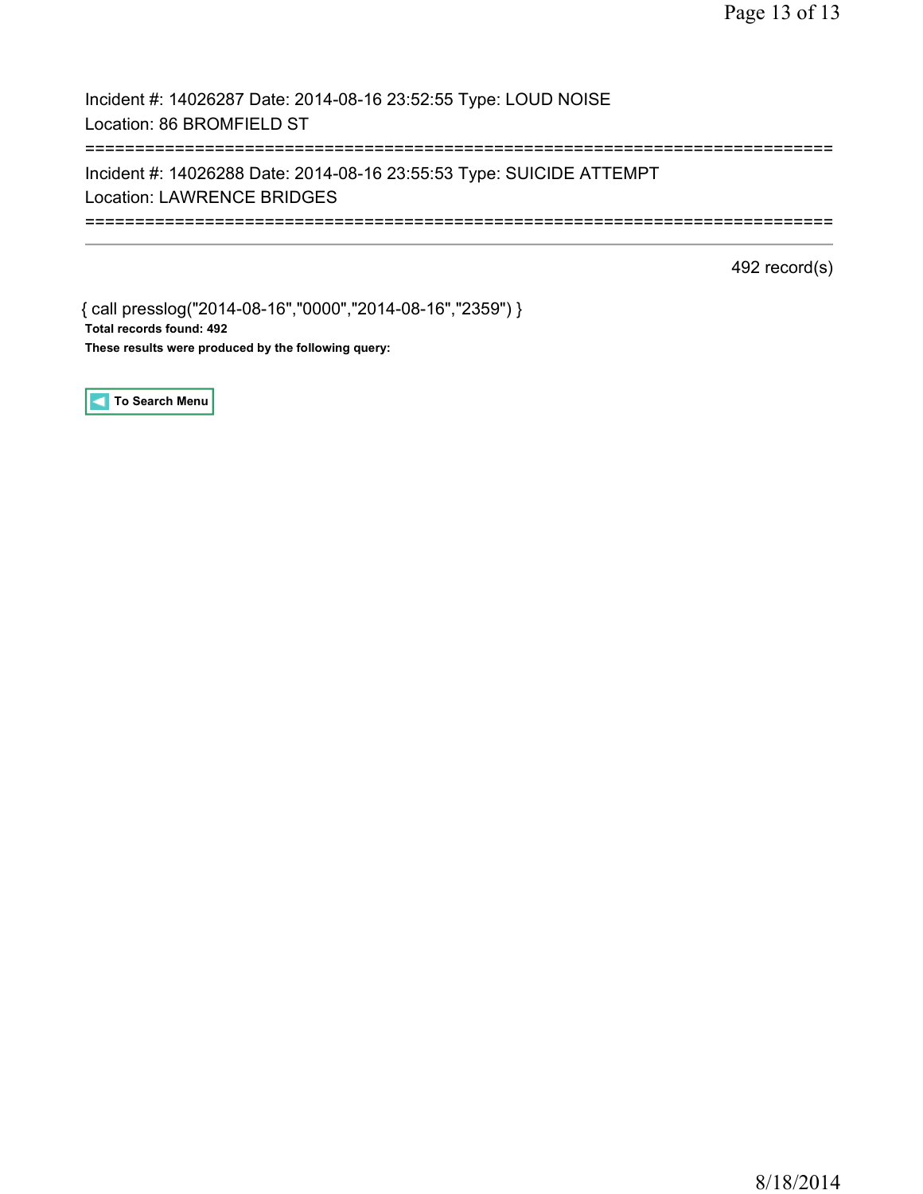Incident #: 14026287 Date: 2014-08-16 23:52:55 Type: LOUD NOISE
Location: 86 BROMFIELD ST

===========================================================================

Incident #: 14026288 Date: 2014-08-16 23:55:53 Type: SUICIDE ATTEMPT
Location: LAWRENCE BRIDGES

===========================================================================

---

492 record(s)

{ call presslog("2014-08-16","0000","2014-08-16","2359") }

**Total records found: 492**

**These results were produced by the following query:**

**To Search Menu**